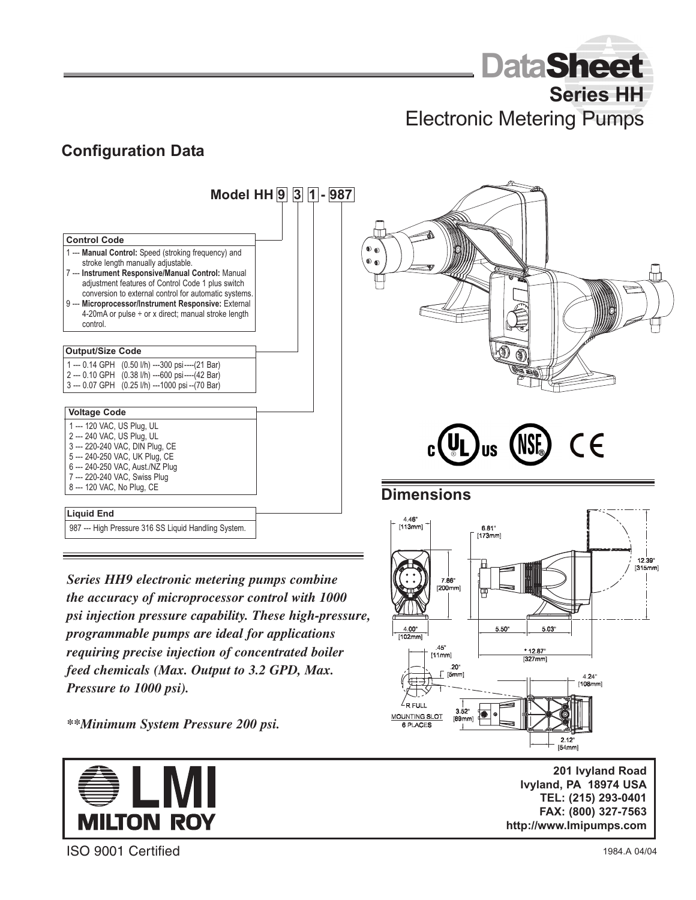# DataSheet

## Series HH

## Electronic Metering Pumps

## Configuration Data

**Model HH 9 3 1 - 987**

**Control Code**

1 --- **Manual Control:** Speed (stroking frequency) and stroke length manually adjustable.

7 --- **Instrument Responsive/Manual Control:** Manual adjustment features of Control Code 1 plus switch conversion to external control for automatic systems.

9 --- **Microprocessor/Instrument Responsive:** External 4-20mA or pulse ÷ or x direct; manual stroke length control.

**Output/Size Code**

1 --- 0.14 GPH (0.50 l/h) ---300 psi----(21 Bar)

2 --- 0.10 GPH (0.38 l/h) ---600 psi----(42 Bar)

3 --- 0.07 GPH (0.25 l/h) ---1000 psi--(70 Bar)

**Voltage Code**

1 --- 120 VAC, US Plug, UL

2 --- 240 VAC, US Plug, UL

3 --- 220-240 VAC, DIN Plug, CE

5 --- 240-250 VAC, UK Plug, CE

6 --- 240-250 VAC, Aust./NZ Plug

7 --- 220-240 VAC, Swiss Plug

8 --- 120 VAC, No Plug, CE

**Liquid End**

987 --- High Pressure 316 SS Liquid Handling System.

***Series HH9 electronic metering pumps combine the accuracy of microprocessor control with 1000 psi injection pressure capability. These high-pressure, programmable pumps are ideal for applications requiring precise injection of concentrated boiler feed chemicals (Max. Output to 3.2 GPD, Max. Pressure to 1000 psi).***

***\*\*Minimum System Pressure 200 psi.***

## Dimensions

4.46" [113mm]; 6.81" [173mm]; 12.39" [315mm]; 7.86" [200mm]; 4.00" [102mm]; 5.50"; 5.03"; .45" [11mm]; * 12.87" [327mm]; .20" [5mm]; 4.24" [108mm]; R FULL; MOUNTING SLOT 6 PLACES; 3.52" [89mm]; 2.12" [54mm]

**LMI MILTON ROY**

**201 Ivyland Road**
**Ivyland, PA 18974 USA**
**TEL: (215) 293-0401**
**FAX: (800) 327-7563**
**http://www.lmipumps.com**

ISO 9001 Certified

1984.A 04/04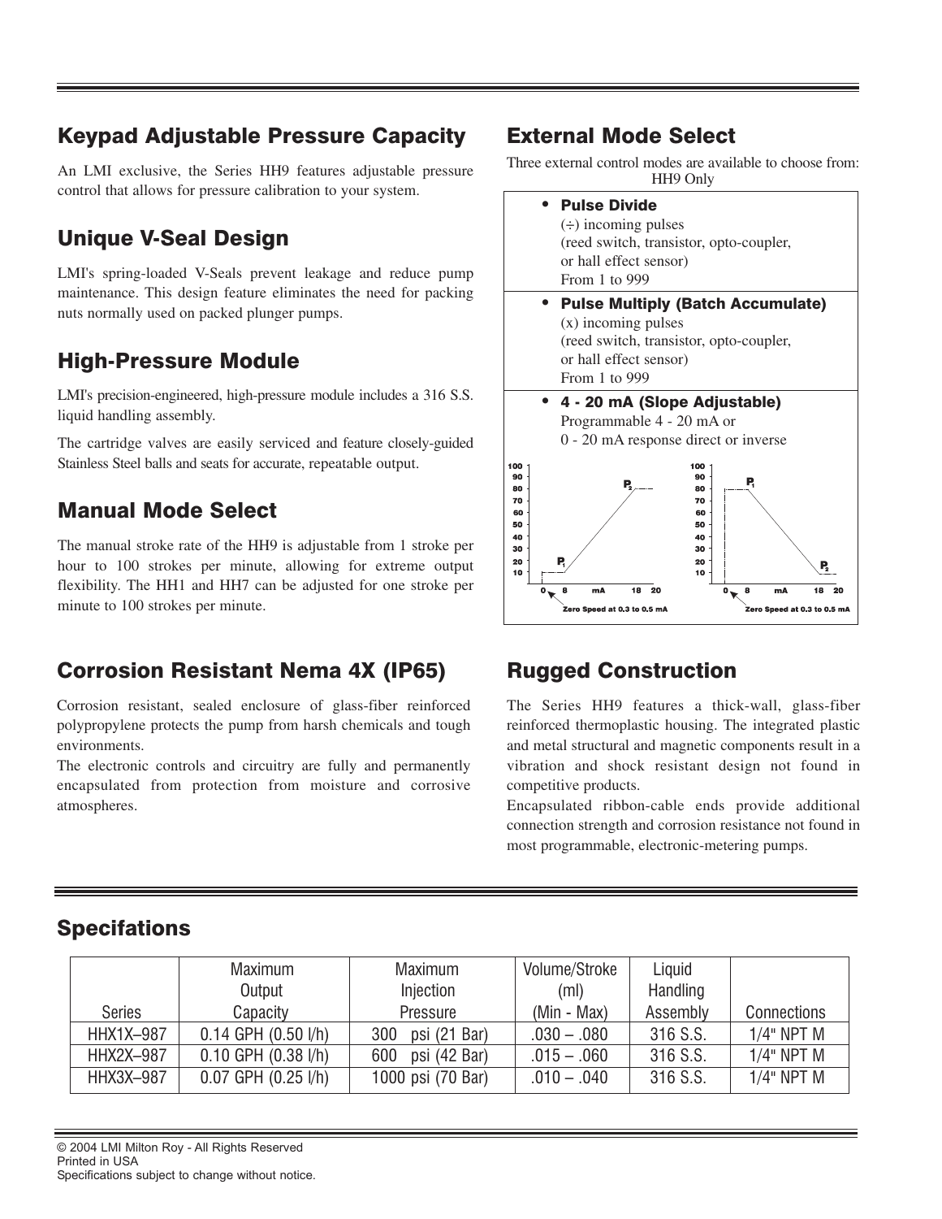## Keypad Adjustable Pressure Capacity

An LMI exclusive, the Series HH9 features adjustable pressure control that allows for pressure calibration to your system.

## Unique V-Seal Design

LMI's spring-loaded V-Seals prevent leakage and reduce pump maintenance. This design feature eliminates the need for packing nuts normally used on packed plunger pumps.

## High-Pressure Module

LMI's precision-engineered, high-pressure module includes a 316 S.S. liquid handling assembly.

The cartridge valves are easily serviced and feature closely-guided Stainless Steel balls and seats for accurate, repeatable output.

## Manual Mode Select

The manual stroke rate of the HH9 is adjustable from 1 stroke per hour to 100 strokes per minute, allowing for extreme output flexibility. The HH1 and HH7 can be adjusted for one stroke per minute to 100 strokes per minute.

## External Mode Select

Three external control modes are available to choose from:
HH9 Only

- **Pulse Divide**
  (÷) incoming pulses
  (reed switch, transistor, opto-coupler, or hall effect sensor)
  From 1 to 999
- **Pulse Multiply (Batch Accumulate)**
  (x) incoming pulses
  (reed switch, transistor, opto-coupler, or hall effect sensor)
  From 1 to 999
- **4 - 20 mA (Slope Adjustable)**
  Programmable 4 - 20 mA or
  0 - 20 mA response direct or inverse

100 90 80 70 60 50 40 30 20 10
$P_1$ $P_2$
0 8 mA 18 20
Zero Speed at 0.3 to 0.5 mA

100 90 80 70 60 50 40 30 20 10
$P_1$ $P_2$
0 8 mA 18 20
Zero Speed at 0.3 to 0.5 mA

## Corrosion Resistant Nema 4X (IP65)

Corrosion resistant, sealed enclosure of glass-fiber reinforced polypropylene protects the pump from harsh chemicals and tough environments.

The electronic controls and circuitry are fully and permanently encapsulated from protection from moisture and corrosive atmospheres.

## Rugged Construction

The Series HH9 features a thick-wall, glass-fiber reinforced thermoplastic housing. The integrated plastic and metal structural and magnetic components result in a vibration and shock resistant design not found in competitive products.

Encapsulated ribbon-cable ends provide additional connection strength and corrosion resistance not found in most programmable, electronic-metering pumps.

## Specifations

| Series | Maximum Output Capacity | Maximum Injection Pressure | Volume/Stroke (ml) (Min - Max) | Liquid Handling Assembly | Connections |
|---|---|---|---|---|---|
| HHX1X–987 | 0.14 GPH (0.50 l/h) | 300 psi (21 Bar) | .030 – .080 | 316 S.S. | 1/4" NPT M |
| HHX2X–987 | 0.10 GPH (0.38 l/h) | 600 psi (42 Bar) | .015 – .060 | 316 S.S. | 1/4" NPT M |
| HHX3X–987 | 0.07 GPH (0.25 l/h) | 1000 psi (70 Bar) | .010 – .040 | 316 S.S. | 1/4" NPT M |

© 2004 LMI Milton Roy - All Rights Reserved
Printed in USA
Specifications subject to change without notice.